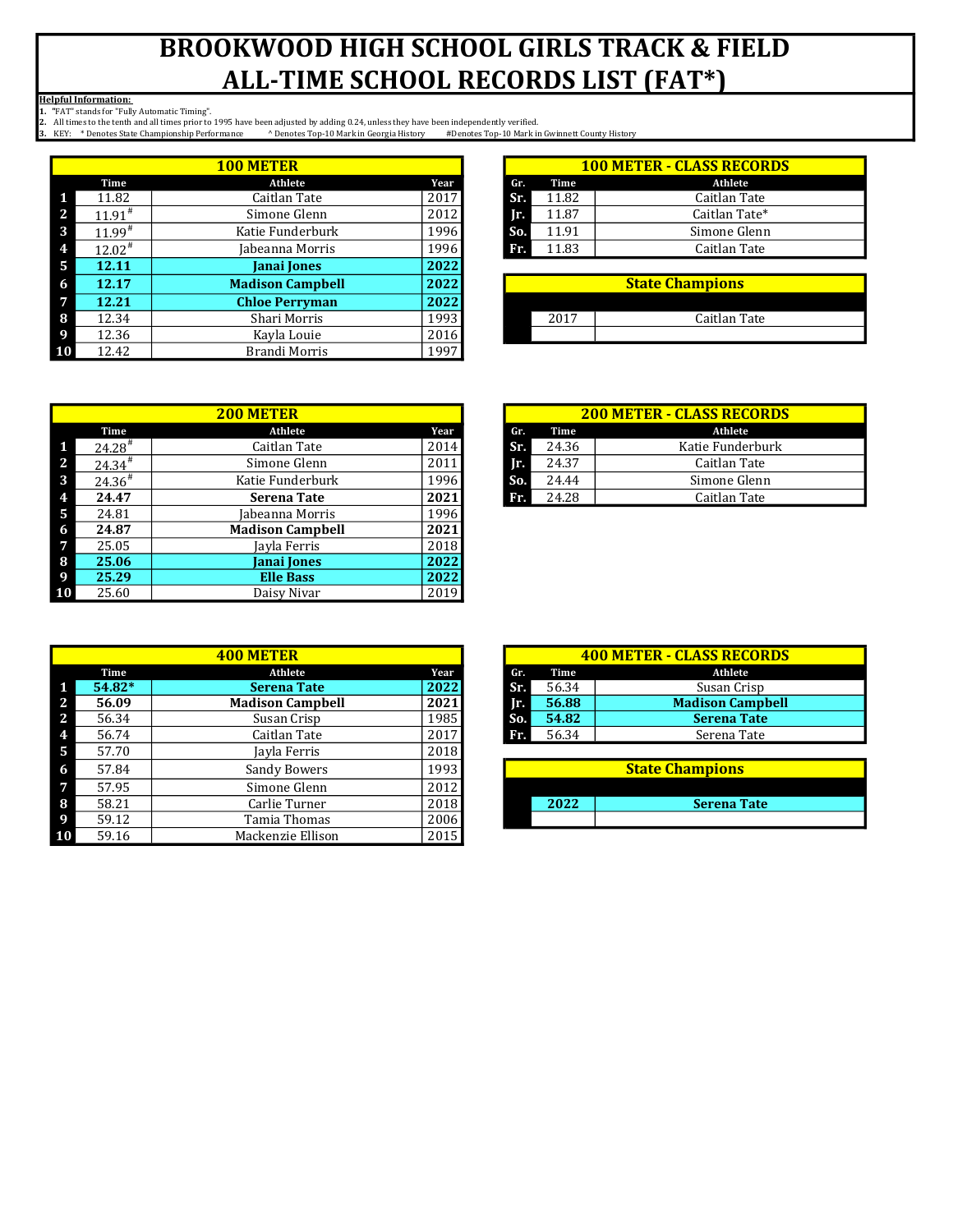# BROOKWOOD HIGH SCHOOL GIRLS TRACK & FIELD
# ALL-TIME SCHOOL RECORDS LIST (FAT*)

**Helpful Information:**
1. "FAT" stands for "Fully Automatic Timing".
2. All times to the tenth and all times prior to 1995 have been adjusted by adding 0.24, unless they have been independently verified.
3. KEY: * Denotes State Championship Performance ^ Denotes Top-10 Mark in Georgia History #Denotes Top-10 Mark in Gwinnett County History

## 100 METER

| | Time | Athlete | Year |
|---|---|---|---|
| 1 | 11.82 | Caitlan Tate | 2017 |
| 2 | 11.91# | Simone Glenn | 2012 |
| 3 | 11.99# | Katie Funderburk | 1996 |
| 4 | 12.02# | Jabeanna Morris | 1996 |
| 5 | **12.11** | **Janai Jones** | **2022** |
| 6 | **12.17** | **Madison Campbell** | **2022** |
| 7 | **12.21** | **Chloe Perryman** | **2022** |
| 8 | 12.34 | Shari Morris | 1993 |
| 9 | 12.36 | Kayla Louie | 2016 |
| 10 | 12.42 | Brandi Morris | 1997 |

## 100 METER - CLASS RECORDS

| Gr. | Time | Athlete |
|---|---|---|
| Sr. | 11.82 | Caitlan Tate |
| Jr. | 11.87 | Caitlan Tate* |
| So. | 11.91 | Simone Glenn |
| Fr. | 11.83 | Caitlan Tate |

### State Champions

| Year | Athlete |
|---|---|
| 2017 | Caitlan Tate |

## 200 METER

| | Time | Athlete | Year |
|---|---|---|---|
| 1 | 24.28# | Caitlan Tate | 2014 |
| 2 | 24.34# | Simone Glenn | 2011 |
| 3 | 24.36# | Katie Funderburk | 1996 |
| 4 | **24.47** | **Serena Tate** | **2021** |
| 5 | 24.81 | Jabeanna Morris | 1996 |
| 6 | **24.87** | **Madison Campbell** | **2021** |
| 7 | 25.05 | Jayla Ferris | 2018 |
| 8 | **25.06** | **Janai Jones** | **2022** |
| 9 | **25.29** | **Elle Bass** | **2022** |
| 10 | 25.60 | Daisy Nivar | 2019 |

## 200 METER - CLASS RECORDS

| Gr. | Time | Athlete |
|---|---|---|
| Sr. | 24.36 | Katie Funderburk |
| Jr. | 24.37 | Caitlan Tate |
| So. | 24.44 | Simone Glenn |
| Fr. | 24.28 | Caitlan Tate |

## 400 METER

| | Time | Athlete | Year |
|---|---|---|---|
| 1 | **54.82*** | **Serena Tate** | **2022** |
| 2 | **56.09** | **Madison Campbell** | **2021** |
| 2 | 56.34 | Susan Crisp | 1985 |
| 4 | 56.74 | Caitlan Tate | 2017 |
| 5 | 57.70 | Jayla Ferris | 2018 |
| 6 | 57.84 | Sandy Bowers | 1993 |
| 7 | 57.95 | Simone Glenn | 2012 |
| 8 | 58.21 | Carlie Turner | 2018 |
| 9 | 59.12 | Tamia Thomas | 2006 |
| 10 | 59.16 | Mackenzie Ellison | 2015 |

## 400 METER - CLASS RECORDS

| Gr. | Time | Athlete |
|---|---|---|
| Sr. | 56.34 | Susan Crisp |
| Jr. | **56.88** | **Madison Campbell** |
| So. | **54.82** | **Serena Tate** |
| Fr. | 56.34 | Serena Tate |

### State Champions

| Year | Athlete |
|---|---|
| **2022** | **Serena Tate** |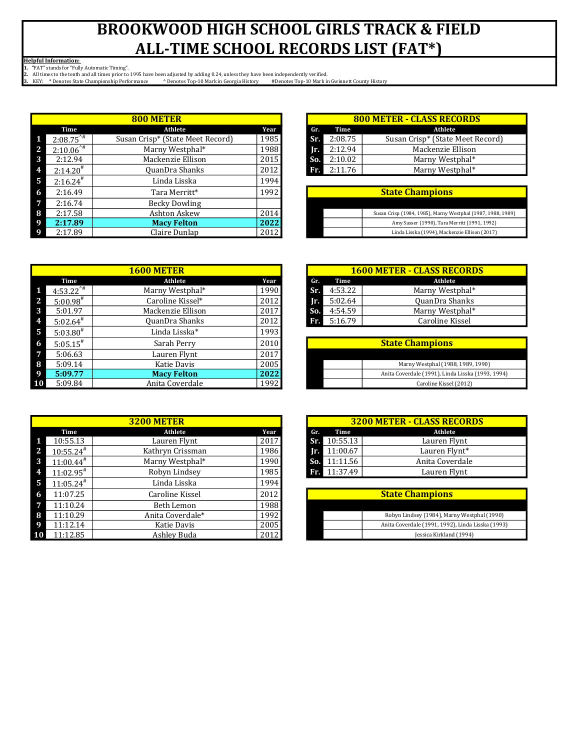# BROOKWOOD HIGH SCHOOL GIRLS TRACK & FIELD ALL-TIME SCHOOL RECORDS LIST (FAT*)

**Helpful Information:**

1. "FAT" stands for "Fully Automatic Timing".
2. All times to the tenth and all times prior to 1995 have been adjusted by adding 0.24, unless they have been independently verified.
3. KEY: * Denotes State Championship Performance ^ Denotes Top-10 Mark in Georgia History #Denotes Top-10 Mark in Gwinnett County History

| 800 METER | | | |
|---|---|---|---|
| | Time | Athlete | Year |
| 1 | 2:08.75^# | Susan Crisp* (State Meet Record) | 1985 |
| 2 | 2:10.06^# | Marny Westphal* | 1988 |
| 3 | 2:12.94 | Mackenzie Ellison | 2015 |
| 4 | 2:14.20# | QuanDra Shanks | 2012 |
| 5 | 2:16.24# | Linda Lisska | 1994 |
| 6 | 2:16.49 | Tara Merritt* | 1992 |
| 7 | 2:16.74 | Becky Dowling | |
| 8 | 2:17.58 | Ashton Askew | 2014 |
| 9 | **2:17.89** | **Macy Felton** | **2022** |
| 9 | 2:17.89 | Claire Dunlap | 2012 |

| 800 METER - CLASS RECORDS | | |
|---|---|---|
| Gr. | Time | Athlete |
| Sr. | 2:08.75 | Susan Crisp* (State Meet Record) |
| Jr. | 2:12.94 | Mackenzie Ellison |
| So. | 2:10.02 | Marny Westphal* |
| Fr. | 2:11.76 | Marny Westphal* |

| State Champions |
|---|
| Susan Crisp (1984, 1985), Marny Westphal (1987, 1988, 1989) |
| Amy Sasser (1990), Tara Merritt (1991, 1992) |
| Linda Lisska (1994), Mackenzie Ellison (2017) |

| 1600 METER | | | |
|---|---|---|---|
| | Time | Athlete | Year |
| 1 | 4:53.22^# | Marny Westphal* | 1990 |
| 2 | 5:00.98# | Caroline Kissel* | 2012 |
| 3 | 5:01.97 | Mackenzie Ellison | 2017 |
| 4 | 5:02.64# | QuanDra Shanks | 2012 |
| 5 | 5:03.80# | Linda Lisska* | 1993 |
| 6 | 5:05.15# | Sarah Perry | 2010 |
| 7 | 5:06.63 | Lauren Flynt | 2017 |
| 8 | 5:09.14 | Katie Davis | 2005 |
| 9 | **5:09.77** | **Macy Felton** | **2022** |
| 10 | 5:09.84 | Anita Coverdale | 1992 |

| 1600 METER - CLASS RECORDS | | |
|---|---|---|
| Gr. | Time | Athlete |
| Sr. | 4:53.22 | Marny Westphal* |
| Jr. | 5:02.64 | QuanDra Shanks |
| So. | 4:54.59 | Marny Westphal* |
| Fr. | 5:16.79 | Caroline Kissel |

| State Champions |
|---|
| Marny Westphal (1988, 1989, 1990) |
| Anita Coverdale (1991), Linda Lisska (1993, 1994) |
| Caroline Kissel (2012) |

| 3200 METER | | | |
|---|---|---|---|
| | Time | Athlete | Year |
| 1 | 10:55.13 | Lauren Flynt | 2017 |
| 2 | 10:55.24# | Kathryn Crissman | 1986 |
| 3 | 11:00.44# | Marny Westphal* | 1990 |
| 4 | 11:02.95# | Robyn Lindsey | 1985 |
| 5 | 11:05.24# | Linda Lisska | 1994 |
| 6 | 11:07.25 | Caroline Kissel | 2012 |
| 7 | 11:10.24 | Beth Lemon | 1988 |
| 8 | 11:10.29 | Anita Coverdale* | 1992 |
| 9 | 11:12.14 | Katie Davis | 2005 |
| 10 | 11:12.85 | Ashley Buda | 2012 |

| 3200 METER - CLASS RECORDS | | |
|---|---|---|
| Gr. | Time | Athlete |
| Sr. | 10:55.13 | Lauren Flynt |
| Jr. | 11:00.67 | Lauren Flynt* |
| So. | 11:11.56 | Anita Coverdale |
| Fr. | 11:37.49 | Lauren Flynt |

| State Champions |
|---|
| Robyn Lindsey (1984), Marny Westphal (1990) |
| Anita Coverdale (1991, 1992), Linda Lisska (1993) |
| Jessica Kirkland (1994) |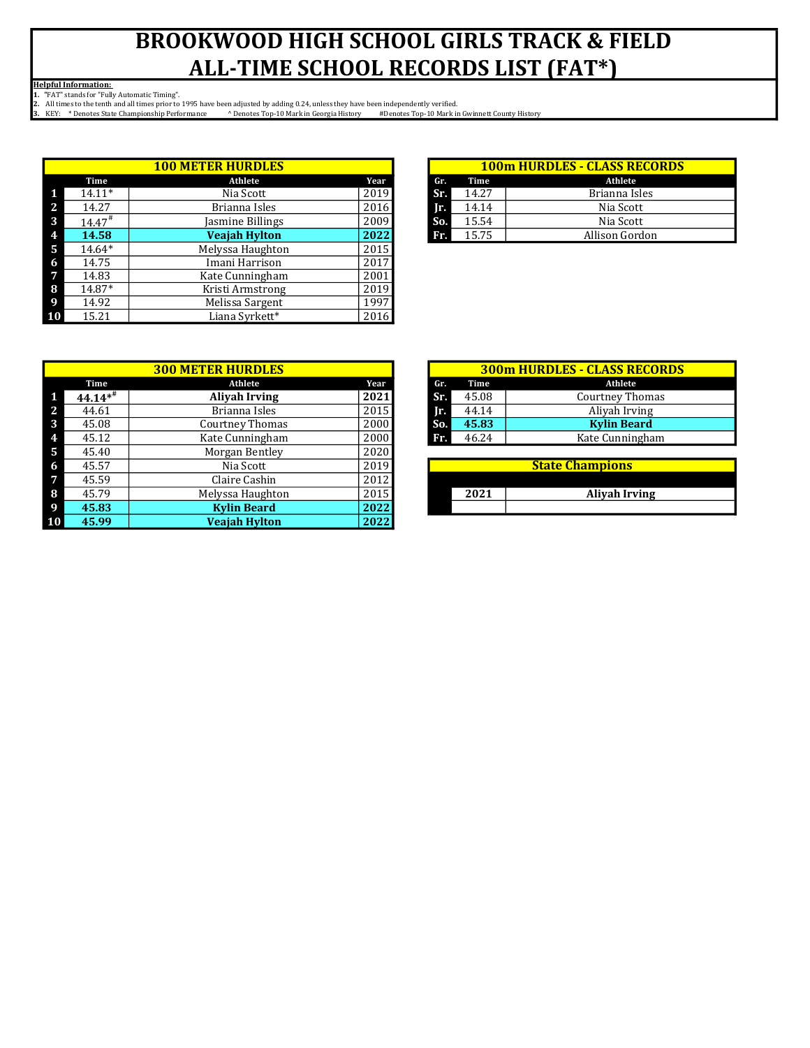# BROOKWOOD HIGH SCHOOL GIRLS TRACK & FIELD ALL-TIME SCHOOL RECORDS LIST (FAT*)

**Helpful Information:**

1. "FAT" stands for "Fully Automatic Timing".
2. All times to the tenth and all times prior to 1995 have been adjusted by adding 0.24, unless they have been independently verified.
3. KEY: * Denotes State Championship Performance ^ Denotes Top-10 Mark in Georgia History #Denotes Top-10 Mark in Gwinnett County History

## 100 METER HURDLES

| | Time | Athlete | Year |
|---|---|---|---|
| 1 | 14.11* | Nia Scott | 2019 |
| 2 | 14.27 | Brianna Isles | 2016 |
| 3 | 14.47# | Jasmine Billings | 2009 |
| 4 | **14.58** | **Veajah Hylton** | **2022** |
| 5 | 14.64* | Melyssa Haughton | 2015 |
| 6 | 14.75 | Imani Harrison | 2017 |
| 7 | 14.83 | Kate Cunningham | 2001 |
| 8 | 14.87* | Kristi Armstrong | 2019 |
| 9 | 14.92 | Melissa Sargent | 1997 |
| 10 | 15.21 | Liana Syrkett* | 2016 |

## 100m HURDLES - CLASS RECORDS

| Gr. | Time | Athlete |
|---|---|---|
| Sr. | 14.27 | Brianna Isles |
| Jr. | 14.14 | Nia Scott |
| So. | 15.54 | Nia Scott |
| Fr. | 15.75 | Allison Gordon |

## 300 METER HURDLES

| | Time | Athlete | Year |
|---|---|---|---|
| 1 | **44.14*#** | **Aliyah Irving** | **2021** |
| 2 | 44.61 | Brianna Isles | 2015 |
| 3 | 45.08 | Courtney Thomas | 2000 |
| 4 | 45.12 | Kate Cunningham | 2000 |
| 5 | 45.40 | Morgan Bentley | 2020 |
| 6 | 45.57 | Nia Scott | 2019 |
| 7 | 45.59 | Claire Cashin | 2012 |
| 8 | 45.79 | Melyssa Haughton | 2015 |
| 9 | **45.83** | **Kylin Beard** | **2022** |
| 10 | **45.99** | **Veajah Hylton** | **2022** |

## 300m HURDLES - CLASS RECORDS

| Gr. | Time | Athlete |
|---|---|---|
| Sr. | 45.08 | Courtney Thomas |
| Jr. | 44.14 | Aliyah Irving |
| So. | **45.83** | **Kylin Beard** |
| Fr. | 46.24 | Kate Cunningham |

## State Champions

| Year | Athlete |
|---|---|
| **2021** | **Aliyah Irving** |
| | |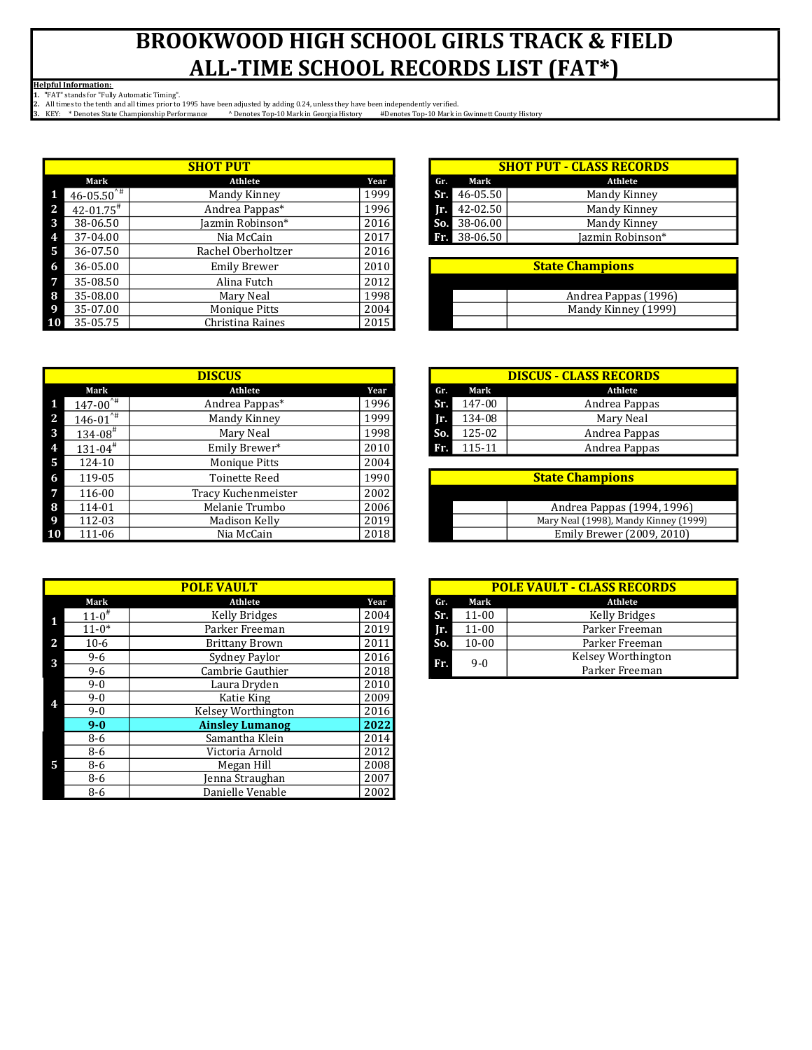# BROOKWOOD HIGH SCHOOL GIRLS TRACK & FIELD ALL-TIME SCHOOL RECORDS LIST (FAT*)

**Helpful Information:**
1. "FAT" stands for "Fully Automatic Timing".
2. All times to the tenth and all times prior to 1995 have been adjusted by adding 0.24, unless they have been independently verified.
3. KEY: * Denotes State Championship Performance ^ Denotes Top-10 Mark in Georgia History #Denotes Top-10 Mark in Gwinnett County History

| | SHOT PUT | | |
|---|---|---|---|
| | Mark | Athlete | Year |
| 1 | 46-05.50^# | Mandy Kinney | 1999 |
| 2 | 42-01.75# | Andrea Pappas* | 1996 |
| 3 | 38-06.50 | Jazmin Robinson* | 2016 |
| 4 | 37-04.00 | Nia McCain | 2017 |
| 5 | 36-07.50 | Rachel Oberholtzer | 2016 |
| 6 | 36-05.00 | Emily Brewer | 2010 |
| 7 | 35-08.50 | Alina Futch | 2012 |
| 8 | 35-08.00 | Mary Neal | 1998 |
| 9 | 35-07.00 | Monique Pitts | 2004 |
| 10 | 35-05.75 | Christina Raines | 2015 |

| SHOT PUT - CLASS RECORDS | | |
|---|---|---|
| Gr. | Mark | Athlete |
| Sr. | 46-05.50 | Mandy Kinney |
| Jr. | 42-02.50 | Mandy Kinney |
| So. | 38-06.00 | Mandy Kinney |
| Fr. | 38-06.50 | Jazmin Robinson* |

| State Champions |
|---|
| Andrea Pappas (1996) |
| Mandy Kinney (1999) |

| | DISCUS | | |
|---|---|---|---|
| | Mark | Athlete | Year |
| 1 | 147-00^# | Andrea Pappas* | 1996 |
| 2 | 146-01^# | Mandy Kinney | 1999 |
| 3 | 134-08# | Mary Neal | 1998 |
| 4 | 131-04# | Emily Brewer* | 2010 |
| 5 | 124-10 | Monique Pitts | 2004 |
| 6 | 119-05 | Toinette Reed | 1990 |
| 7 | 116-00 | Tracy Kuchenmeister | 2002 |
| 8 | 114-01 | Melanie Trumbo | 2006 |
| 9 | 112-03 | Madison Kelly | 2019 |
| 10 | 111-06 | Nia McCain | 2018 |

| DISCUS - CLASS RECORDS | | |
|---|---|---|
| Gr. | Mark | Athlete |
| Sr. | 147-00 | Andrea Pappas |
| Jr. | 134-08 | Mary Neal |
| So. | 125-02 | Andrea Pappas |
| Fr. | 115-11 | Andrea Pappas |

| State Champions |
|---|
| Andrea Pappas (1994, 1996) |
| Mary Neal (1998), Mandy Kinney (1999) |
| Emily Brewer (2009, 2010) |

| | POLE VAULT | | |
|---|---|---|---|
| | Mark | Athlete | Year |
| 1 | 11-0# | Kelly Bridges | 2004 |
| | 11-0* | Parker Freeman | 2019 |
| 2 | 10-6 | Brittany Brown | 2011 |
| 3 | 9-6 | Sydney Paylor | 2016 |
| | 9-6 | Cambrie Gauthier | 2018 |
| 4 | 9-0 | Laura Dryden | 2010 |
| | 9-0 | Katie King | 2009 |
| | 9-0 | Kelsey Worthington | 2016 |
| | **9-0** | **Ainsley Lumanog** | **2022** |
| 5 | 8-6 | Samantha Klein | 2014 |
| | 8-6 | Victoria Arnold | 2012 |
| | 8-6 | Megan Hill | 2008 |
| | 8-6 | Jenna Straughan | 2007 |
| | 8-6 | Danielle Venable | 2002 |

| POLE VAULT - CLASS RECORDS | | |
|---|---|---|
| Gr. | Mark | Athlete |
| Sr. | 11-00 | Kelly Bridges |
| Jr. | 11-00 | Parker Freeman |
| So. | 10-00 | Parker Freeman |
| Fr. | 9-0 | Kelsey Worthington<br>Parker Freeman |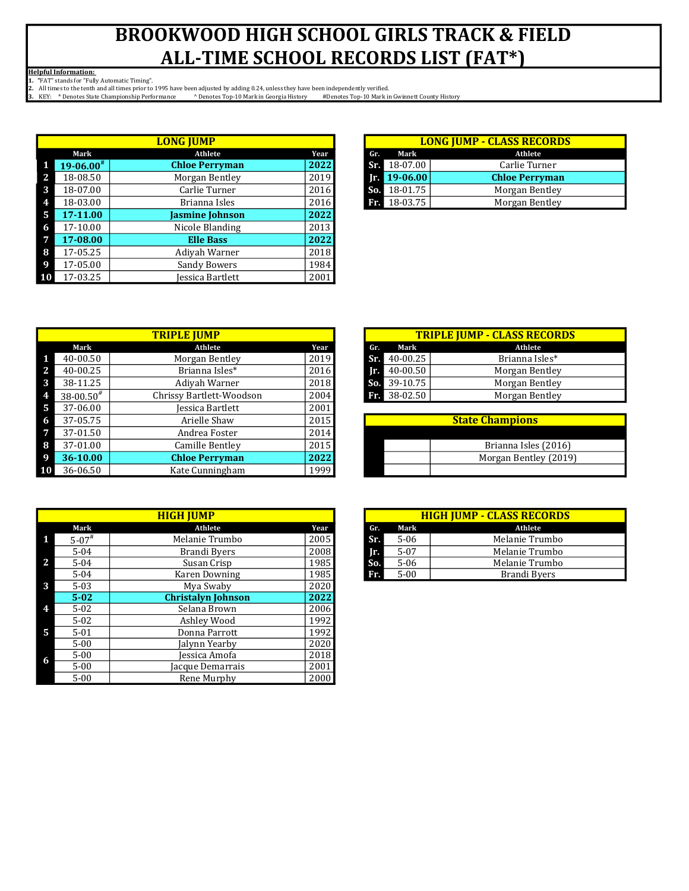# BROOKWOOD HIGH SCHOOL GIRLS TRACK & FIELD
# ALL-TIME SCHOOL RECORDS LIST (FAT*)

**Helpful Information:**
1. "FAT" stands for "Fully Automatic Timing".
2. All times to the tenth and all times prior to 1995 have been adjusted by adding 0.24, unless they have been independently verified.
3. KEY: * Denotes State Championship Performance ^ Denotes Top-10 Mark in Georgia History #Denotes Top-10 Mark in Gwinnett County History

| LONG JUMP | | | |
|---|---|---|---|
| | Mark | Athlete | Year |
| 1 | **19-06.00#** | **Chloe Perryman** | **2022** |
| 2 | 18-08.50 | Morgan Bentley | 2019 |
| 3 | 18-07.00 | Carlie Turner | 2016 |
| 4 | 18-03.00 | Brianna Isles | 2016 |
| 5 | **17-11.00** | **Jasmine Johnson** | **2022** |
| 6 | 17-10.00 | Nicole Blanding | 2013 |
| 7 | **17-08.00** | **Elle Bass** | **2022** |
| 8 | 17-05.25 | Adiyah Warner | 2018 |
| 9 | 17-05.00 | Sandy Bowers | 1984 |
| 10 | 17-03.25 | Jessica Bartlett | 2001 |

| LONG JUMP - CLASS RECORDS | | |
|---|---|---|
| Gr. | Mark | Athlete |
| Sr. | 18-07.00 | Carlie Turner |
| Jr. | **19-06.00** | **Chloe Perryman** |
| So. | 18-01.75 | Morgan Bentley |
| Fr. | 18-03.75 | Morgan Bentley |

| TRIPLE JUMP | | | |
|---|---|---|---|
| | Mark | Athlete | Year |
| 1 | 40-00.50 | Morgan Bentley | 2019 |
| 2 | 40-00.25 | Brianna Isles* | 2016 |
| 3 | 38-11.25 | Adiyah Warner | 2018 |
| 4 | 38-00.50# | Chrissy Bartlett-Woodson | 2004 |
| 5 | 37-06.00 | Jessica Bartlett | 2001 |
| 6 | 37-05.75 | Arielle Shaw | 2015 |
| 7 | 37-01.50 | Andrea Foster | 2014 |
| 8 | 37-01.00 | Camille Bentley | 2015 |
| 9 | **36-10.00** | **Chloe Perryman** | **2022** |
| 10 | 36-06.50 | Kate Cunningham | 1999 |

| TRIPLE JUMP - CLASS RECORDS | | |
|---|---|---|
| Gr. | Mark | Athlete |
| Sr. | 40-00.25 | Brianna Isles* |
| Jr. | 40-00.50 | Morgan Bentley |
| So. | 39-10.75 | Morgan Bentley |
| Fr. | 38-02.50 | Morgan Bentley |

| State Champions |
|---|
| Brianna Isles (2016) |
| Morgan Bentley (2019) |

| HIGH JUMP | | | |
|---|---|---|---|
| | Mark | Athlete | Year |
| 1 | 5-07# | Melanie Trumbo | 2005 |
| 2 | 5-04 | Brandi Byers | 2008 |
| | 5-04 | Susan Crisp | 1985 |
| | 5-04 | Karen Downing | 1985 |
| 3 | 5-03 | Mya Swaby | 2020 |
| 4 | **5-02** | **Christalyn Johnson** | **2022** |
| | 5-02 | Selana Brown | 2006 |
| | 5-02 | Ashley Wood | 1992 |
| 5 | 5-01 | Donna Parrott | 1992 |
| 6 | 5-00 | Jalynn Yearby | 2020 |
| | 5-00 | Jessica Amofa | 2018 |
| | 5-00 | Jacque Demarrais | 2001 |
| | 5-00 | Rene Murphy | 2000 |

| HIGH JUMP - CLASS RECORDS | | |
|---|---|---|
| Gr. | Mark | Athlete |
| Sr. | 5-06 | Melanie Trumbo |
| Jr. | 5-07 | Melanie Trumbo |
| So. | 5-06 | Melanie Trumbo |
| Fr. | 5-00 | Brandi Byers |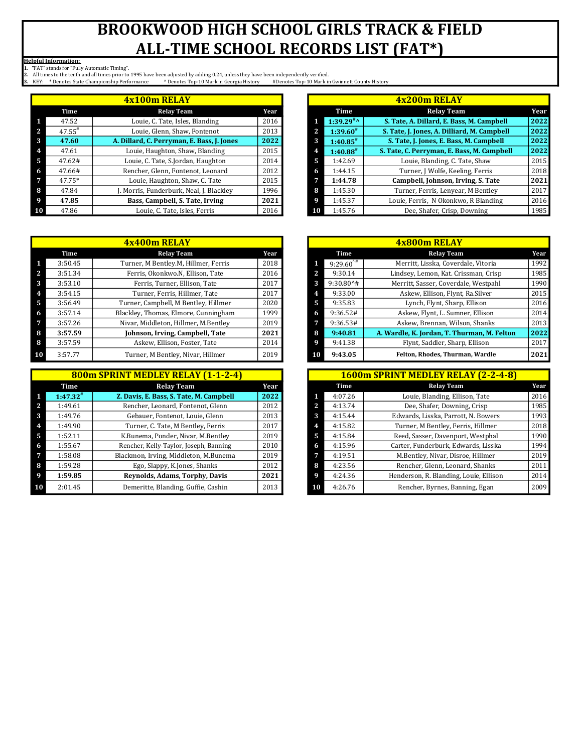# BROOKWOOD HIGH SCHOOL GIRLS TRACK & FIELD ALL-TIME SCHOOL RECORDS LIST (FAT*)

**Helpful Information:**
1. "FAT" stands for "Fully Automatic Timing".
2. All times to the tenth and all times prior to 1995 have been adjusted by adding 0.24, unless they have been independently verified.
3. KEY: * Denotes State Championship Performance ^ Denotes Top-10 Mark in Georgia History #Denotes Top-10 Mark in Gwinnett County History

## 4x100m RELAY

| | Time | Relay Team | Year |
|---|---|---|---|
| 1 | 47.52 | Louie, C. Tate, Isles, Blanding | 2016 |
| 2 | 47.55# | Louie, Glenn, Shaw, Fontenot | 2013 |
| 3 | **47.60** | **A. Dillard, C. Perryman, E. Bass, J. Jones** | **2022** |
| 4 | 47.61 | Louie, Haughton, Shaw, Blanding | 2015 |
| 5 | 47.62# | Louie, C. Tate, S.Jordan, Haughton | 2014 |
| 6 | 47.66# | Rencher, Glenn, Fontenot, Leonard | 2012 |
| 7 | 47.75* | Louie, Haughton, Shaw, C. Tate | 2015 |
| 8 | 47.84 | J. Morris, Funderburk, Neal, J. Blackley | 1996 |
| 9 | **47.85** | **Bass, Campbell, S. Tate, Irving** | **2021** |
| 10 | 47.86 | Louie, C. Tate, Isles, Ferris | 2016 |

## 4x200m RELAY

| | Time | Relay Team | Year |
|---|---|---|---|
| 1 | **1:39.29#^** | **S. Tate, A. Dillard, E. Bass, M. Campbell** | **2022** |
| 2 | **1:39.60#** | **S. Tate, J. Jones, A. Dilliard, M. Campbell** | **2022** |
| 3 | **1:40.85#** | **S. Tate, J. Jones, E. Bass, M. Campbell** | **2022** |
| 4 | **1:40.88#** | **S. Tate, C. Perryman, E. Bass, M. Campbell** | **2022** |
| 5 | 1:42.69 | Louie, Blanding, C. Tate, Shaw | 2015 |
| 6 | 1:44.15 | Turner, J Wolfe, Keeling, Ferris | 2018 |
| 7 | **1:44.78** | **Campbell, Johnson, Irving, S. Tate** | **2021** |
| 8 | 1:45.30 | Turner, Ferris, Lenyear, M Bentley | 2017 |
| 9 | 1:45.37 | Louie, Ferris, N Okonkwo, R Blanding | 2016 |
| 10 | 1:45.76 | Dee, Shafer, Crisp, Downing | 1985 |

## 4x400m RELAY

| | Time | Relay Team | Year |
|---|---|---|---|
| 1 | 3:50.45 | Turner, M Bentley.M, Hillmer, Ferris | 2018 |
| 2 | 3:51.34 | Ferris, Okonkwo.N, Ellison, Tate | 2016 |
| 3 | 3:53.10 | Ferris, Turner, Ellison, Tate | 2017 |
| 4 | 3:54.15 | Turner, Ferris, Hillmer, Tate | 2017 |
| 5 | 3:56.49 | Turner, Campbell, M Bentley, Hillmer | 2020 |
| 6 | 3:57.14 | Blackley, Thomas, Elmore, Cunningham | 1999 |
| 7 | 3:57.26 | Nivar, Middleton, Hillmer, M.Bentley | 2019 |
| 8 | **3:57.59** | **Johnson, Irving, Campbell, Tate** | **2021** |
| 8 | 3:57.59 | Askew, Ellison, Foster, Tate | 2014 |
| 10 | 3:57.77 | Turner, M Bentley, Nivar, Hillmer | 2019 |

## 4x800m RELAY

| | Time | Relay Team | Year |
|---|---|---|---|
| 1 | 9:29.60^# | Merritt, Lisska, Coverdale, Vitoria | 1992 |
| 2 | 9:30.14 | Lindsey, Lemon, Kat. Crissman, Crisp | 1985 |
| 3 | 9:30.80^# | Merritt, Sasser, Coverdale, Westpahl | 1990 |
| 4 | 9:33.00 | Askew, Ellison, Flynt, Ra.Silver | 2015 |
| 5 | 9:35.83 | Lynch, Flynt, Sharp, Ellison | 2016 |
| 6 | 9:36.52# | Askew, Flynt, L. Sumner, Ellison | 2014 |
| 7 | 9:36.53# | Askew, Brennan, Wilson, Shanks | 2013 |
| 8 | **9:40.81** | **A. Wardle, K. Jordan, T. Thurman, M. Felton** | **2022** |
| 9 | 9:41.38 | Flynt, Saddler, Sharp, Ellison | 2017 |
| 10 | **9:43.05** | **Felton, Rhodes, Thurman, Wardle** | **2021** |

## 800m SPRINT MEDLEY RELAY (1-1-2-4)

| | Time | Relay Team | Year |
|---|---|---|---|
| 1 | **1:47.32#** | **Z. Davis, E. Bass, S. Tate, M. Campbell** | **2022** |
| 2 | 1:49.61 | Rencher, Leonard, Fontenot, Glenn | 2012 |
| 3 | 1:49.76 | Gebauer, Fontenot, Louie, Glenn | 2013 |
| 4 | 1:49.90 | Turner, C. Tate, M Bentley, Ferris | 2017 |
| 5 | 1:52.11 | K.Bunema, Ponder, Nivar, M.Bentley | 2019 |
| 6 | 1:55.67 | Rencher, Kelly-Taylor, Joseph, Banning | 2010 |
| 7 | 1:58.08 | Blackmon, Irving, Middleton, M.Bunema | 2019 |
| 8 | 1:59.28 | Ego, Slappy, K.Jones, Shanks | 2012 |
| 9 | **1:59.85** | **Reynolds, Adams, Torphy, Davis** | **2021** |
| 10 | 2:01.45 | Demeritte, Blanding, Guffie, Cashin | 2013 |

## 1600m SPRINT MEDLEY RELAY (2-2-4-8)

| | Time | Relay Team | Year |
|---|---|---|---|
| 1 | 4:07.26 | Louie, Blanding, Ellison, Tate | 2016 |
| 2 | 4:13.74 | Dee, Shafer, Downing, Crisp | 1985 |
| 3 | 4:15.44 | Edwards, Lisska, Parrott, N. Bowers | 1993 |
| 4 | 4:15.82 | Turner, M Bentley, Ferris, Hillmer | 2018 |
| 5 | 4:15.84 | Reed, Sasser, Davenport, Westphal | 1990 |
| 6 | 4:15.96 | Carter, Funderburk, Edwards, Lisska | 1994 |
| 7 | 4:19.51 | M.Bentley, Nivar, Disroe, Hillmer | 2019 |
| 8 | 4:23.56 | Rencher, Glenn, Leonard, Shanks | 2011 |
| 9 | 4:24.36 | Henderson, R. Blanding, Louie, Ellison | 2014 |
| 10 | 4:26.76 | Rencher, Byrnes, Banning, Egan | 2009 |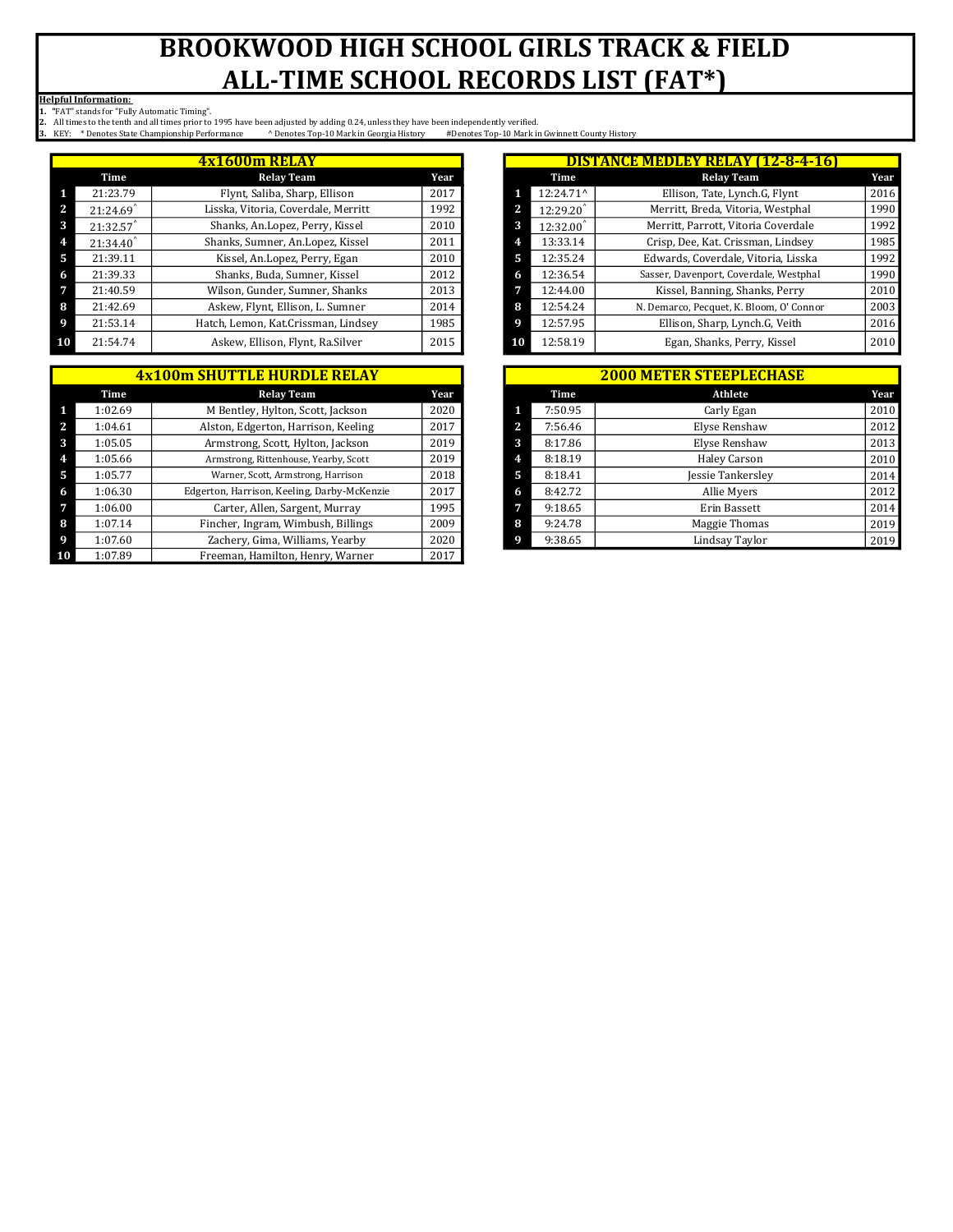# BROOKWOOD HIGH SCHOOL GIRLS TRACK & FIELD ALL-TIME SCHOOL RECORDS LIST (FAT*)

**Helpful Information:**

1. "FAT" stands for "Fully Automatic Timing".
2. All times to the tenth and all times prior to 1995 have been adjusted by adding 0.24, unless they have been independently verified.
3. KEY: * Denotes State Championship Performance ^ Denotes Top-10 Mark in Georgia History #Denotes Top-10 Mark in Gwinnett County History

## 4x1600m RELAY

| | Time | Relay Team | Year |
|---|---|---|---|
| 1 | 21:23.79 | Flynt, Saliba, Sharp, Ellison | 2017 |
| 2 | 21:24.69^ | Lisska, Vitoria, Coverdale, Merritt | 1992 |
| 3 | 21:32.57^ | Shanks, An.Lopez, Perry, Kissel | 2010 |
| 4 | 21:34.40^ | Shanks, Sumner, An.Lopez, Kissel | 2011 |
| 5 | 21:39.11 | Kissel, An.Lopez, Perry, Egan | 2010 |
| 6 | 21:39.33 | Shanks, Buda, Sumner, Kissel | 2012 |
| 7 | 21:40.59 | Wilson, Gunder, Sumner, Shanks | 2013 |
| 8 | 21:42.69 | Askew, Flynt, Ellison, L. Sumner | 2014 |
| 9 | 21:53.14 | Hatch, Lemon, Kat.Crissman, Lindsey | 1985 |
| 10 | 21:54.74 | Askew, Ellison, Flynt, Ra.Silver | 2015 |

## DISTANCE MEDLEY RELAY (12-8-4-16)

| | Time | Relay Team | Year |
|---|---|---|---|
| 1 | 12:24.71^ | Ellison, Tate, Lynch.G, Flynt | 2016 |
| 2 | 12:29.20^ | Merritt, Breda, Vitoria, Westphal | 1990 |
| 3 | 12:32.00^ | Merritt, Parrott, Vitoria Coverdale | 1992 |
| 4 | 13:33.14 | Crisp, Dee, Kat. Crissman, Lindsey | 1985 |
| 5 | 12:35.24 | Edwards, Coverdale, Vitoria, Lisska | 1992 |
| 6 | 12:36.54 | Sasser, Davenport, Coverdale, Westphal | 1990 |
| 7 | 12:44.00 | Kissel, Banning, Shanks, Perry | 2010 |
| 8 | 12:54.24 | N. Demarco, Pecquet, K. Bloom, O' Connor | 2003 |
| 9 | 12:57.95 | Ellison, Sharp, Lynch.G, Veith | 2016 |
| 10 | 12:58.19 | Egan, Shanks, Perry, Kissel | 2010 |

## 4x100m SHUTTLE HURDLE RELAY

| | Time | Relay Team | Year |
|---|---|---|---|
| 1 | 1:02.69 | M Bentley, Hylton, Scott, Jackson | 2020 |
| 2 | 1:04.61 | Alston, Edgerton, Harrison, Keeling | 2017 |
| 3 | 1:05.05 | Armstrong, Scott, Hylton, Jackson | 2019 |
| 4 | 1:05.66 | Armstrong, Rittenhouse, Yearby, Scott | 2019 |
| 5 | 1:05.77 | Warner, Scott, Armstrong, Harrison | 2018 |
| 6 | 1:06.30 | Edgerton, Harrison, Keeling, Darby-McKenzie | 2017 |
| 7 | 1:06.00 | Carter, Allen, Sargent, Murray | 1995 |
| 8 | 1:07.14 | Fincher, Ingram, Wimbush, Billings | 2009 |
| 9 | 1:07.60 | Zachery, Gima, Williams, Yearby | 2020 |
| 10 | 1:07.89 | Freeman, Hamilton, Henry, Warner | 2017 |

## 2000 METER STEEPLECHASE

| | Time | Athlete | Year |
|---|---|---|---|
| 1 | 7:50.95 | Carly Egan | 2010 |
| 2 | 7:56.46 | Elyse Renshaw | 2012 |
| 3 | 8:17.86 | Elyse Renshaw | 2013 |
| 4 | 8:18.19 | Haley Carson | 2010 |
| 5 | 8:18.41 | Jessie Tankersley | 2014 |
| 6 | 8:42.72 | Allie Myers | 2012 |
| 7 | 9:18.65 | Erin Bassett | 2014 |
| 8 | 9:24.78 | Maggie Thomas | 2019 |
| 9 | 9:38.65 | Lindsay Taylor | 2019 |